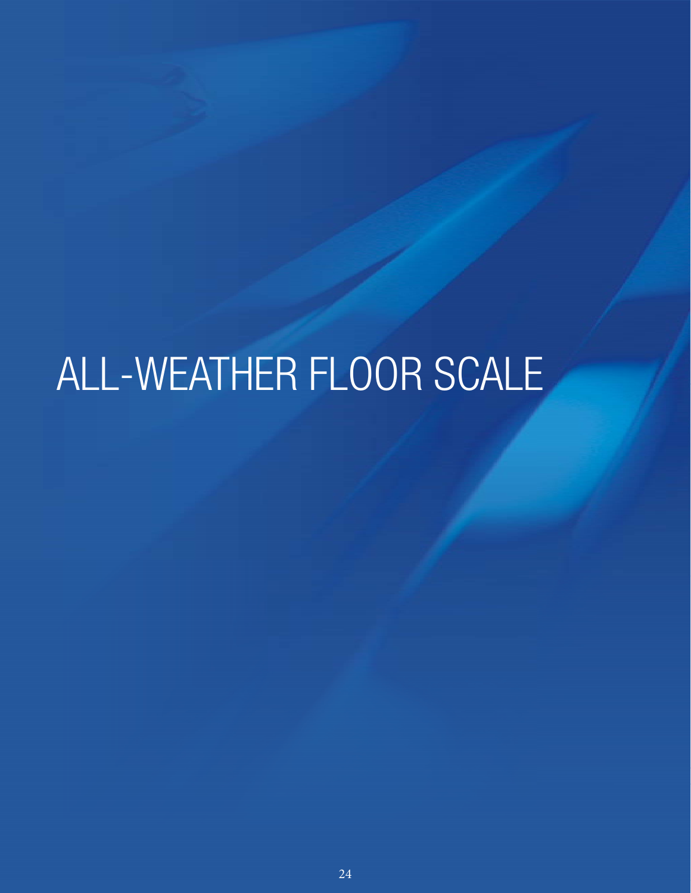# ALL-WEATHER FLOOR SCALE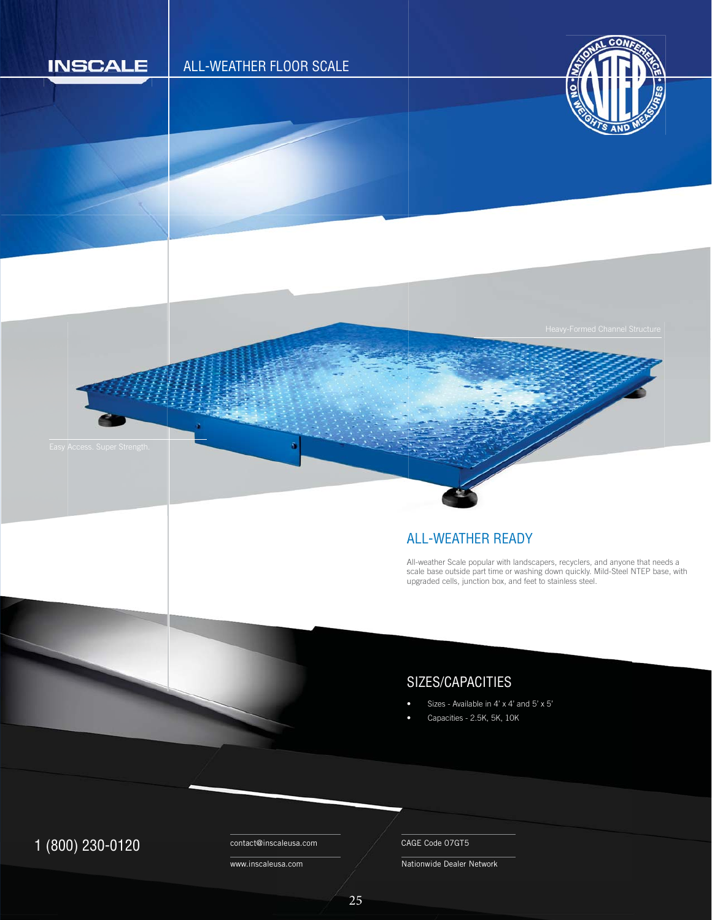INSCALE

# ALL-WEATHER FLOOR SCALE

Heavy-Formed Channel Structure

Easy Access. Super Strength.

## ALL-WEATHER READY

All-weather Scale popular with landscapers, recyclers, and anyone that needs a scale base outside part time or washing down quickly. Mild-Steel NTEP base, with upgraded cells, junction box, and feet to stainless steel.

## SIZES/CAPACITIES

- Sizes - Available in 4' x 4' and 5' x 5'
- Capacities - 2.5K, 5K, 10K

1 (800) 230-0120

contact@inscaleusa.com

www.inscaleusa.com

CAGE Code 07GT5

Nationwide Dealer Network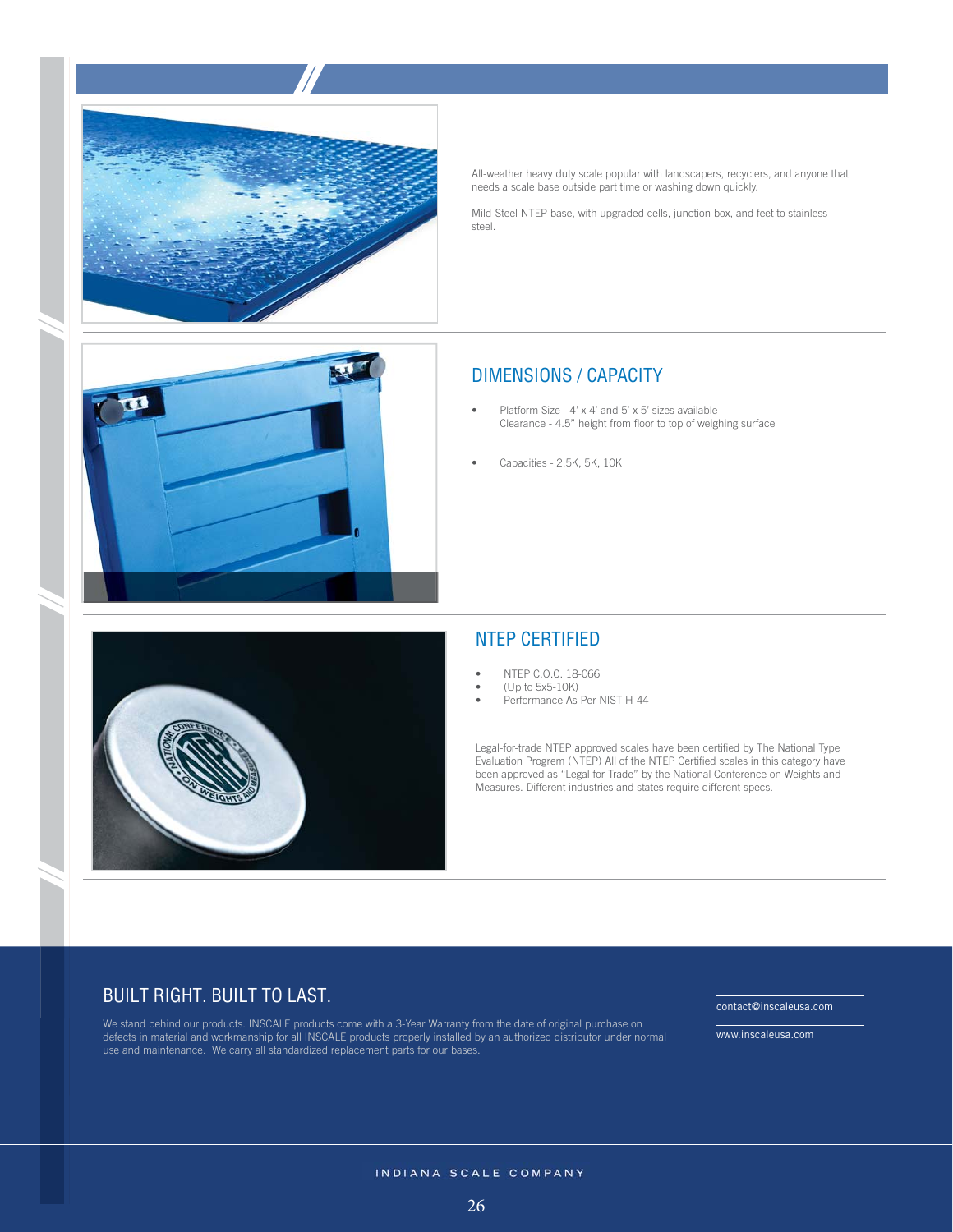All-weather heavy duty scale popular with landscapers, recyclers, and anyone that needs a scale base outside part time or washing down quickly.

Mild-Steel NTEP base, with upgraded cells, junction box, and feet to stainless steel.

## DIMENSIONS / CAPACITY

- Platform Size - 4' x 4' and 5' x 5' sizes available
  Clearance - 4.5" height from floor to top of weighing surface

- Capacities - 2.5K, 5K, 10K

## NTEP CERTIFIED

- NTEP C.O.C. 18-066
- (Up to 5x5-10K)
- Performance As Per NIST H-44

Legal-for-trade NTEP approved scales have been certified by The National Type Evaluation Program (NTEP) All of the NTEP Certified scales in this category have been approved as "Legal for Trade" by the National Conference on Weights and Measures. Different industries and states require different specs.

## BUILT RIGHT. BUILT TO LAST.

We stand behind our products. INSCALE products come with a 3-Year Warranty from the date of original purchase on defects in material and workmanship for all INSCALE products properly installed by an authorized distributor under normal use and maintenance. We carry all standardized replacement parts for our bases.

contact@inscaleusa.com

www.inscaleusa.com

INDIANA SCALE COMPANY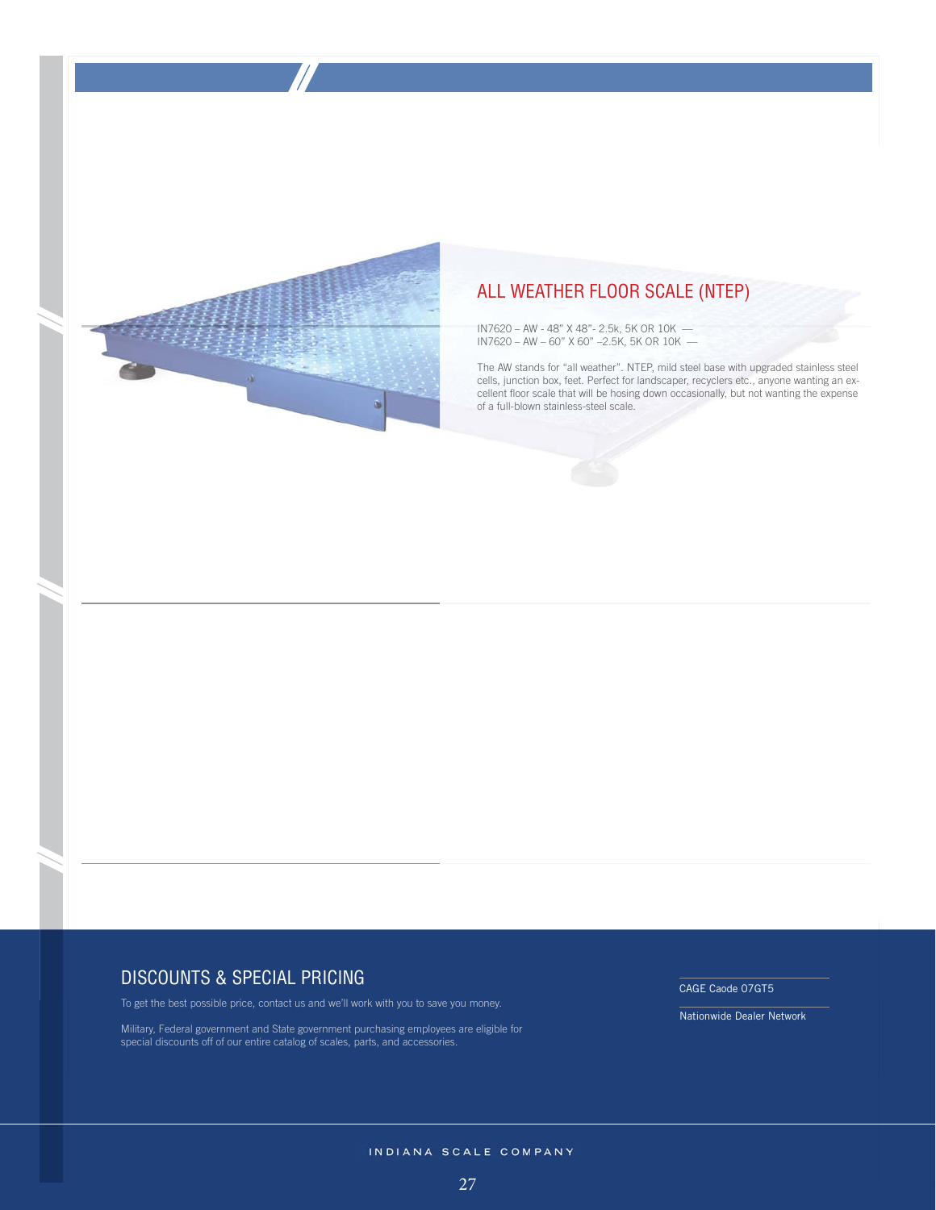## ALL WEATHER FLOOR SCALE (NTEP)

IN7620 – AW - 48" X 48"- 2.5k, 5K OR 10K —
IN7620 – AW – 60" X 60" –2.5K, 5K OR 10K —

The AW stands for "all weather". NTEP, mild steel base with upgraded stainless steel cells, junction box, feet. Perfect for landscaper, recyclers etc., anyone wanting an excellent floor scale that will be hosing down occasionally, but not wanting the expense of a full-blown stainless-steel scale.

## DISCOUNTS & SPECIAL PRICING

To get the best possible price, contact us and we'll work with you to save you money.

Military, Federal government and State government purchasing employees are eligible for special discounts off of our entire catalog of scales, parts, and accessories.

CAGE Caode 07GT5

Nationwide Dealer Network

INDIANA SCALE COMPANY